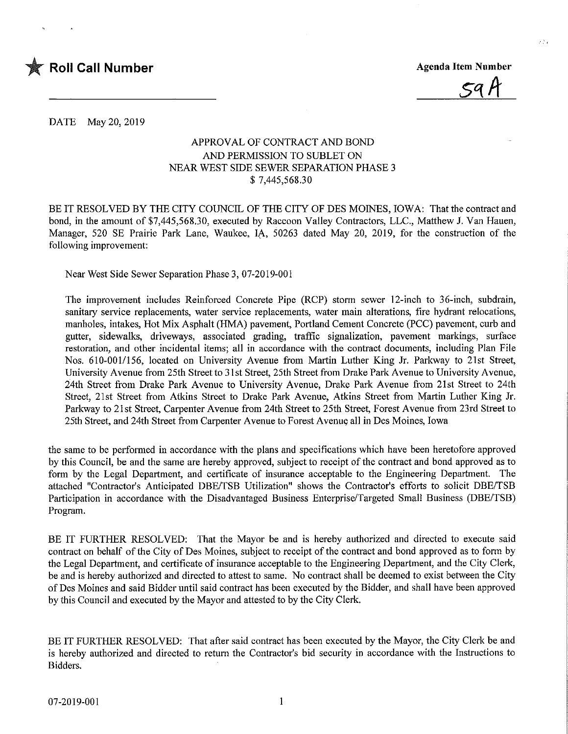★ **Roll Call Number**

**Agenda Item Number**

59A

DATE May 20, 2019

APPROVAL OF CONTRACT AND BOND
AND PERMISSION TO SUBLET ON
NEAR WEST SIDE SEWER SEPARATION PHASE 3
$ 7,445,568.30

BE IT RESOLVED BY THE CITY COUNCIL OF THE CITY OF DES MOINES, IOWA: That the contract and bond, in the amount of $7,445,568.30, executed by Raccoon Valley Contractors, LLC., Matthew J. Van Hauen, Manager, 520 SE Prairie Park Lane, Waukee, IA, 50263 dated May 20, 2019, for the construction of the following improvement:

Near West Side Sewer Separation Phase 3, 07-2019-001

The improvement includes Reinforced Concrete Pipe (RCP) storm sewer 12-inch to 36-inch, subdrain, sanitary service replacements, water service replacements, water main alterations, fire hydrant relocations, manholes, intakes, Hot Mix Asphalt (HMA) pavement, Portland Cement Concrete (PCC) pavement, curb and gutter, sidewalks, driveways, associated grading, traffic signalization, pavement markings, surface restoration, and other incidental items; all in accordance with the contract documents, including Plan File Nos. 610-001/156, located on University Avenue from Martin Luther King Jr. Parkway to 21st Street, University Avenue from 25th Street to 31st Street, 25th Street from Drake Park Avenue to University Avenue, 24th Street from Drake Park Avenue to University Avenue, Drake Park Avenue from 21st Street to 24th Street, 21st Street from Atkins Street to Drake Park Avenue, Atkins Street from Martin Luther King Jr. Parkway to 21st Street, Carpenter Avenue from 24th Street to 25th Street, Forest Avenue from 23rd Street to 25th Street, and 24th Street from Carpenter Avenue to Forest Avenue all in Des Moines, Iowa

the same to be performed in accordance with the plans and specifications which have been heretofore approved by this Council, be and the same are hereby approved, subject to receipt of the contract and bond approved as to form by the Legal Department, and certificate of insurance acceptable to the Engineering Department. The attached "Contractor's Anticipated DBE/TSB Utilization" shows the Contractor's efforts to solicit DBE/TSB Participation in accordance with the Disadvantaged Business Enterprise/Targeted Small Business (DBE/TSB) Program.

BE IT FURTHER RESOLVED: That the Mayor be and is hereby authorized and directed to execute said contract on behalf of the City of Des Moines, subject to receipt of the contract and bond approved as to form by the Legal Department, and certificate of insurance acceptable to the Engineering Department, and the City Clerk, be and is hereby authorized and directed to attest to same. No contract shall be deemed to exist between the City of Des Moines and said Bidder until said contract has been executed by the Bidder, and shall have been approved by this Council and executed by the Mayor and attested to by the City Clerk.

BE IT FURTHER RESOLVED: That after said contract has been executed by the Mayor, the City Clerk be and is hereby authorized and directed to return the Contractor's bid security in accordance with the Instructions to Bidders.

07-2019-001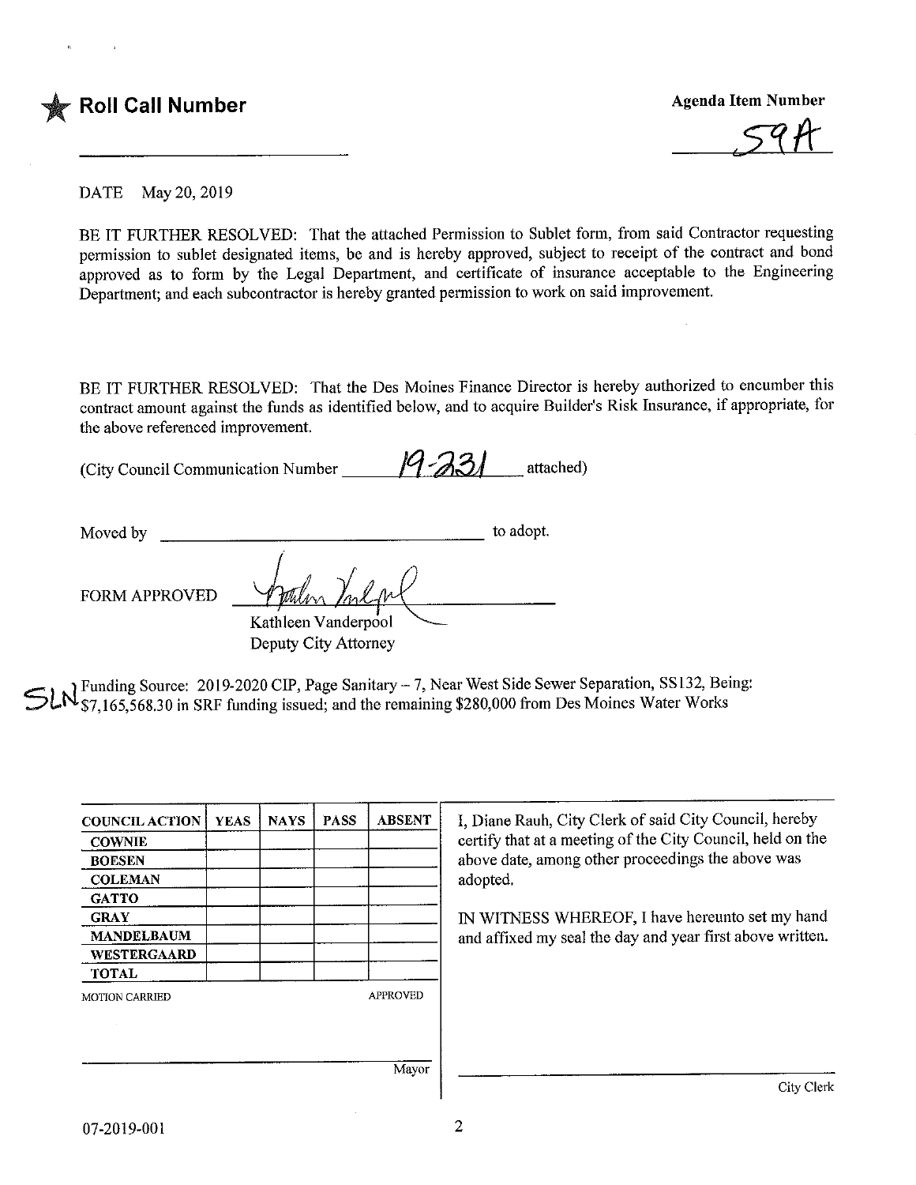★ **Roll Call Number**

________________________

**Agenda Item Number**

59A

DATE May 20, 2019

BE IT FURTHER RESOLVED: That the attached Permission to Sublet form, from said Contractor requesting permission to sublet designated items, be and is hereby approved, subject to receipt of the contract and bond approved as to form by the Legal Department, and certificate of insurance acceptable to the Engineering Department; and each subcontractor is hereby granted permission to work on said improvement.

BE IT FURTHER RESOLVED: That the Des Moines Finance Director is hereby authorized to encumber this contract amount against the funds as identified below, and to acquire Builder's Risk Insurance, if appropriate, for the above referenced improvement.

(City Council Communication Number 19-231 attached)

Moved by ________________________ to adopt.

FORM APPROVED ________________________
Kathleen Vanderpool
Deputy City Attorney

SLN Funding Source: 2019-2020 CIP, Page Sanitary – 7, Near West Side Sewer Separation, SS132, Being: $7,165,568.30 in SRF funding issued; and the remaining $280,000 from Des Moines Water Works

| COUNCIL ACTION | YEAS | NAYS | PASS | ABSENT |
|---|---|---|---|---|
| COWNIE | | | | |
| BOESEN | | | | |
| COLEMAN | | | | |
| GATTO | | | | |
| GRAY | | | | |
| MANDELBAUM | | | | |
| WESTERGAARD | | | | |
| TOTAL | | | | |

MOTION CARRIED APPROVED

________________________
Mayor

I, Diane Rauh, City Clerk of said City Council, hereby certify that at a meeting of the City Council, held on the above date, among other proceedings the above was adopted.

IN WITNESS WHEREOF, I have hereunto set my hand and affixed my seal the day and year first above written.

________________________
City Clerk

07-2019-001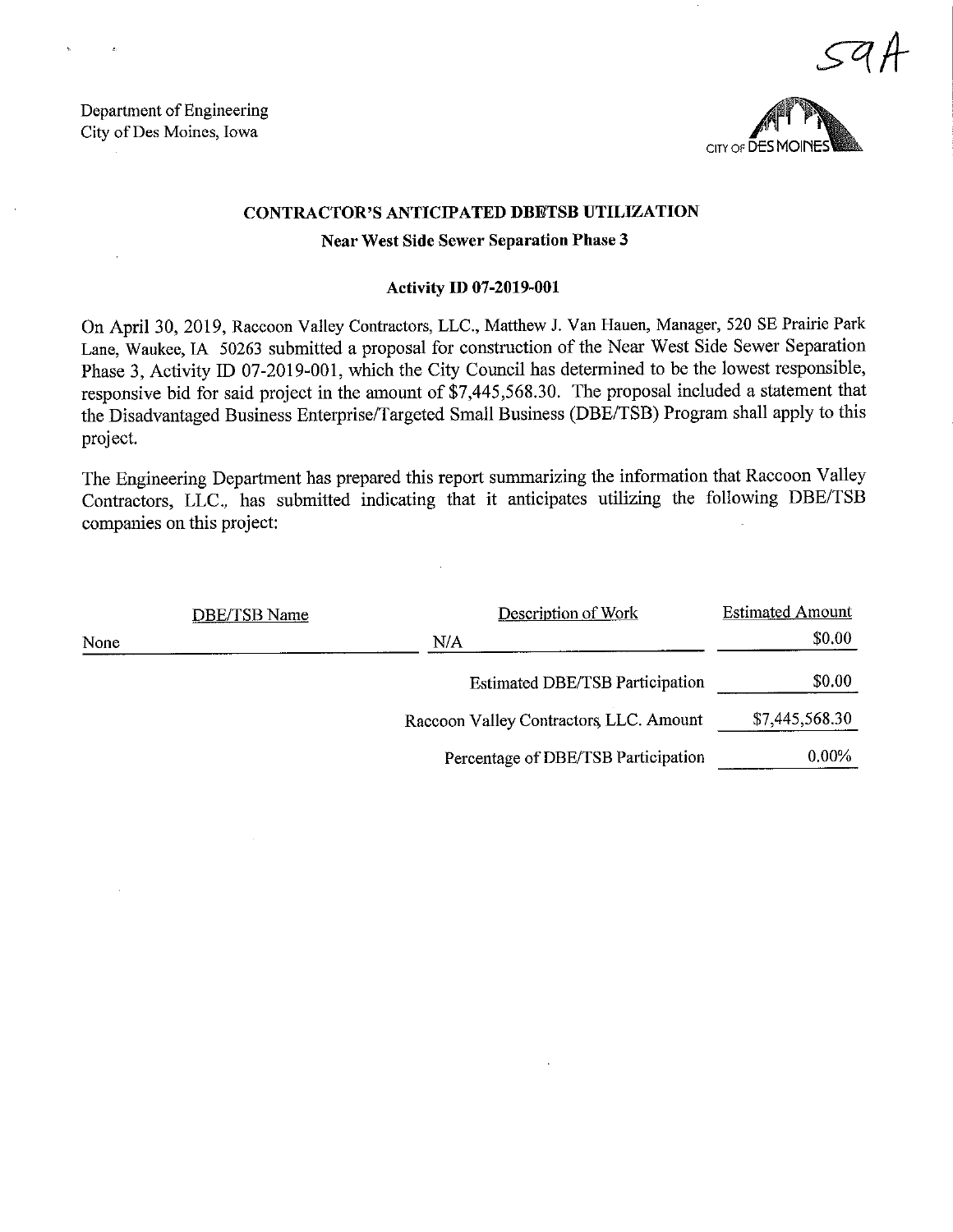59A

Department of Engineering
City of Des Moines, Iowa

CITY OF DES MOINES

## CONTRACTOR'S ANTICIPATED DBETSB UTILIZATION

### Near West Side Sewer Separation Phase 3

### Activity ID 07-2019-001

On April 30, 2019, Raccoon Valley Contractors, LLC., Matthew J. Van Hauen, Manager, 520 SE Prairie Park Lane, Waukee, IA 50263 submitted a proposal for construction of the Near West Side Sewer Separation Phase 3, Activity ID 07-2019-001, which the City Council has determined to be the lowest responsible, responsive bid for said project in the amount of $7,445,568.30. The proposal included a statement that the Disadvantaged Business Enterprise/Targeted Small Business (DBE/TSB) Program shall apply to this project.

The Engineering Department has prepared this report summarizing the information that Raccoon Valley Contractors, LLC., has submitted indicating that it anticipates utilizing the following DBE/TSB companies on this project:

| DBE/TSB Name | Description of Work | Estimated Amount |
|---|---|---|
| None | N/A | $0.00 |
| | Estimated DBE/TSB Participation | $0.00 |
| | Raccoon Valley Contractors, LLC. Amount | $7,445,568.30 |
| | Percentage of DBE/TSB Participation | 0.00% |